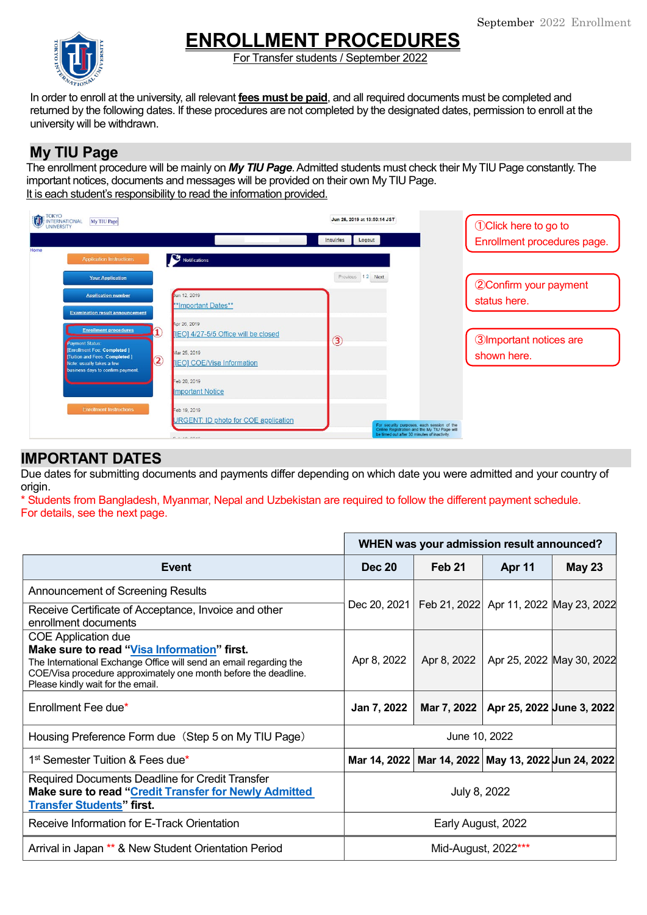September 2022 Enrollment

# ENROLLMENT PROCEDURES

For Transfer students / September 2022

In order to enroll at the university, all relevant **fees must be paid**, and all required documents must be completed and returned by the following dates. If these procedures are not completed by the designated dates, permission to enroll at the university will be withdrawn.

## My TIU Page

The enrollment procedure will be mainly on ***My TIU Page***. Admitted students must check their My TIU Page constantly. The important notices, documents and messages will be provided on their own My TIU Page.
It is each student's responsibility to read the information provided.

①Click here to go to Enrollment procedures page.

②Confirm your payment status here.

③Important notices are shown here.

## IMPORTANT DATES

Due dates for submitting documents and payments differ depending on which date you were admitted and your country of origin.

\* Students from Bangladesh, Myanmar, Nepal and Uzbekistan are required to follow the different payment schedule. For details, see the next page.

| | WHEN was your admission result announced? | | | |
|---|---|---|---|---|
| **Event** | **Dec 20** | **Feb 21** | **Apr 11** | **May 23** |
| Announcement of Screening Results<br>Receive Certificate of Acceptance, Invoice and other enrollment documents | Dec 20, 2021 | Feb 21, 2022 | Apr 11, 2022 | May 23, 2022 |
| COE Application due<br>**Make sure to read "Visa Information" first.**<br>The International Exchange Office will send an email regarding the COE/Visa procedure approximately one month before the deadline. Please kindly wait for the email. | Apr 8, 2022 | Apr 8, 2022 | Apr 25, 2022 | May 30, 2022 |
| Enrollment Fee due* | **Jan 7, 2022** | **Mar 7, 2022** | **Apr 25, 2022** | **June 3, 2022** |
| Housing Preference Form due（Step 5 on My TIU Page） | June 10, 2022 | | | |
| 1st Semester Tuition & Fees due* | **Mar 14, 2022** | **Mar 14, 2022** | **May 13, 2022** | **Jun 24, 2022** |
| Required Documents Deadline for Credit Transfer<br>**Make sure to read "Credit Transfer for Newly Admitted Transfer Students" first.** | July 8, 2022 | | | |
| Receive Information for E-Track Orientation | Early August, 2022 | | | |
| Arrival in Japan ** & New Student Orientation Period | Mid-August, 2022*** | | | |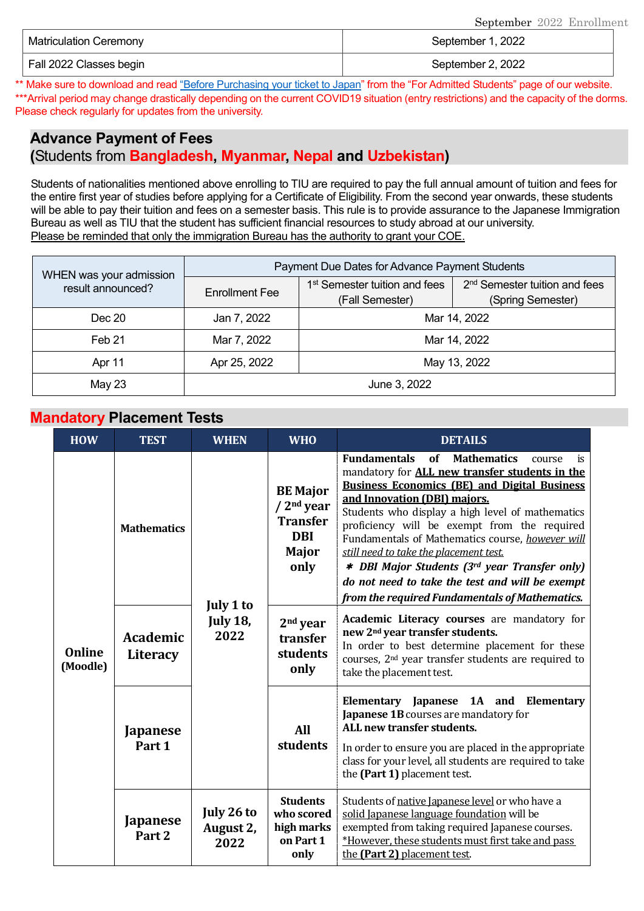| Matriculation Ceremony | September 1, 2022 |
| --- | --- |
| Fall 2022 Classes begin | September 2, 2022 |

** Make sure to download and read "Before Purchasing your ticket to Japan" from the "For Admitted Students" page of our website.
***Arrival period may change drastically depending on the current COVID19 situation (entry restrictions) and the capacity of the dorms. Please check regularly for updates from the university.

## Advance Payment of Fees (Students from Bangladesh, Myanmar, Nepal and Uzbekistan)

Students of nationalities mentioned above enrolling to TIU are required to pay the full annual amount of tuition and fees for the entire first year of studies before applying for a Certificate of Eligibility. From the second year onwards, these students will be able to pay their tuition and fees on a semester basis. This rule is to provide assurance to the Japanese Immigration Bureau as well as TIU that the student has sufficient financial resources to study abroad at our university.
Please be reminded that only the immigration Bureau has the authority to grant your COE.

| WHEN was your admission result announced? | Payment Due Dates for Advance Payment Students | | |
| --- | --- | --- | --- |
| | Enrollment Fee | 1st Semester tuition and fees (Fall Semester) | 2nd Semester tuition and fees (Spring Semester) |
| Dec 20 | Jan 7, 2022 | Mar 14, 2022 | |
| Feb 21 | Mar 7, 2022 | Mar 14, 2022 | |
| Apr 11 | Apr 25, 2022 | May 13, 2022 | |
| May 23 | June 3, 2022 | | |

## Mandatory Placement Tests

| HOW | TEST | WHEN | WHO | DETAILS |
| --- | --- | --- | --- | --- |
| Online (Moodle) | Mathematics | July 1 to July 18, 2022 | BE Major / 2nd year Transfer DBI Major only | **Fundamentals of Mathematics** course is mandatory for **ALL new transfer students in the Business Economics (BE) and Digital Business and Innovation (DBI) majors.** Students who display a high level of mathematics proficiency will be exempt from the required Fundamentals of Mathematics course, *however will still need to take the placement test.* ***✱ DBI Major Students (3rd year Transfer only) do not need to take the test and will be exempt from the required Fundamentals of Mathematics.*** |
| | Academic Literacy | | 2nd year transfer students only | **Academic Literacy courses** are mandatory for **new 2nd year transfer students.** In order to best determine placement for these courses, 2nd year transfer students are required to take the placement test. |
| | Japanese Part 1 | | All students | **Elementary Japanese 1A and Elementary Japanese 1B** courses are mandatory for **ALL new transfer students.** In order to ensure you are placed in the appropriate class for your level, all students are required to take the **(Part 1)** placement test. |
| | Japanese Part 2 | July 26 to August 2, 2022 | Students who scored high marks on Part 1 only | Students of native Japanese level or who have a solid Japanese language foundation will be exempted from taking required Japanese courses. *However, these students must first take and pass the **(Part 2)** placement test. |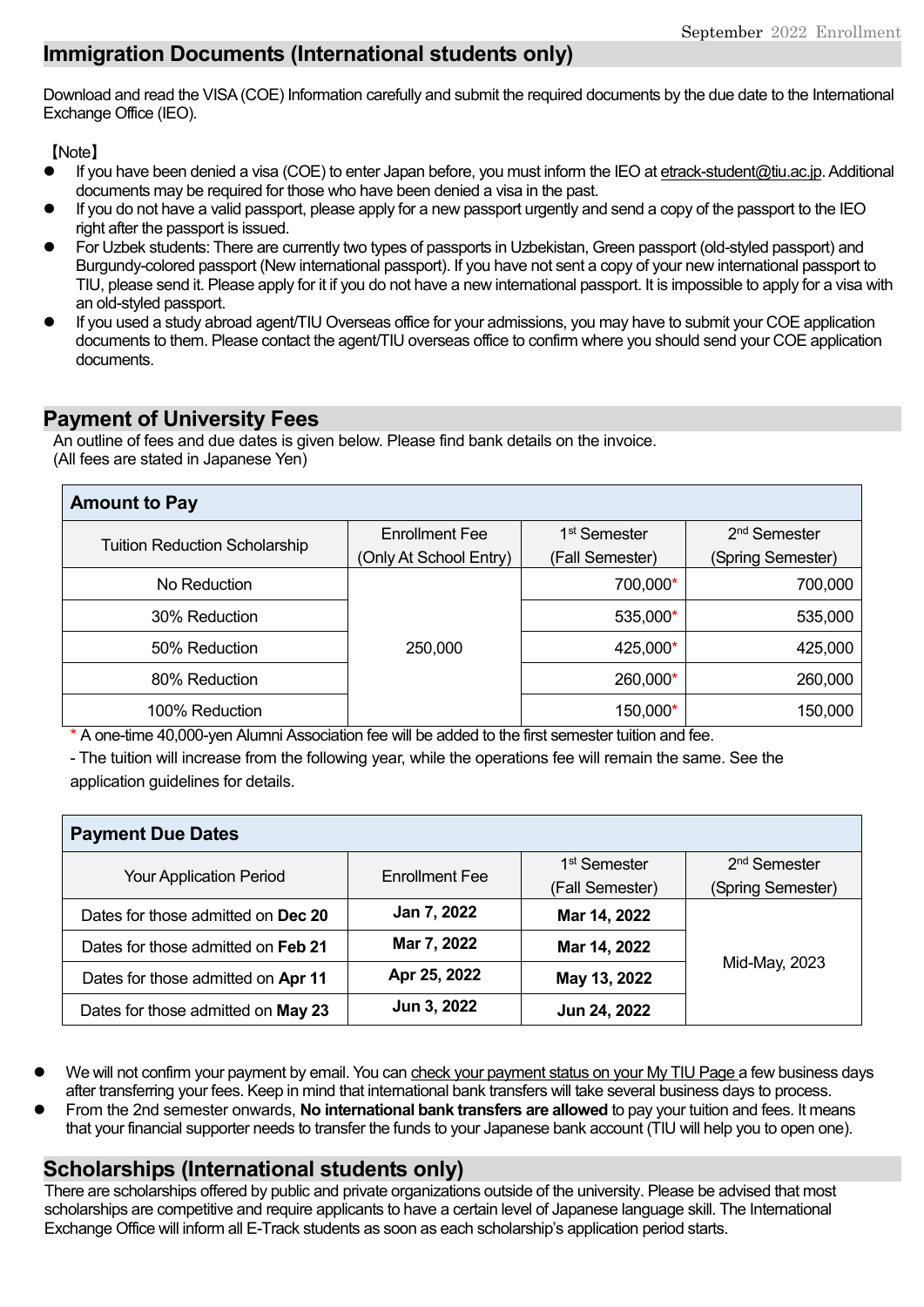## Immigration Documents (International students only)

Download and read the VISA (COE) Information carefully and submit the required documents by the due date to the International Exchange Office (IEO).

【Note】

- If you have been denied a visa (COE) to enter Japan before, you must inform the IEO at etrack-student@tiu.ac.jp. Additional documents may be required for those who have been denied a visa in the past.
- If you do not have a valid passport, please apply for a new passport urgently and send a copy of the passport to the IEO right after the passport is issued.
- For Uzbek students: There are currently two types of passports in Uzbekistan, Green passport (old-styled passport) and Burgundy-colored passport (New international passport). If you have not sent a copy of your new international passport to TIU, please send it. Please apply for it if you do not have a new international passport. It is impossible to apply for a visa with an old-styled passport.
- If you used a study abroad agent/TIU Overseas office for your admissions, you may have to submit your COE application documents to them. Please contact the agent/TIU overseas office to confirm where you should send your COE application documents.

## Payment of University Fees

An outline of fees and due dates is given below. Please find bank details on the invoice.
(All fees are stated in Japanese Yen)

**Amount to Pay**

| Tuition Reduction Scholarship | Enrollment Fee (Only At School Entry) | 1st Semester (Fall Semester) | 2nd Semester (Spring Semester) |
|---|---|---|---|
| No Reduction | 250,000 | 700,000* | 700,000 |
| 30% Reduction | | 535,000* | 535,000 |
| 50% Reduction | | 425,000* | 425,000 |
| 80% Reduction | | 260,000* | 260,000 |
| 100% Reduction | | 150,000* | 150,000 |

\* A one-time 40,000-yen Alumni Association fee will be added to the first semester tuition and fee.

- The tuition will increase from the following year, while the operations fee will remain the same. See the application guidelines for details.

**Payment Due Dates**

| Your Application Period | Enrollment Fee | 1st Semester (Fall Semester) | 2nd Semester (Spring Semester) |
|---|---|---|---|
| Dates for those admitted on **Dec 20** | **Jan 7, 2022** | **Mar 14, 2022** | Mid-May, 2023 |
| Dates for those admitted on **Feb 21** | **Mar 7, 2022** | **Mar 14, 2022** | |
| Dates for those admitted on **Apr 11** | **Apr 25, 2022** | **May 13, 2022** | |
| Dates for those admitted on **May 23** | **Jun 3, 2022** | **Jun 24, 2022** | |

- We will not confirm your payment by email. You can check your payment status on your My TIU Page a few business days after transferring your fees. Keep in mind that international bank transfers will take several business days to process.
- From the 2nd semester onwards, **No international bank transfers are allowed** to pay your tuition and fees. It means that your financial supporter needs to transfer the funds to your Japanese bank account (TIU will help you to open one).

## Scholarships (International students only)

There are scholarships offered by public and private organizations outside of the university. Please be advised that most scholarships are competitive and require applicants to have a certain level of Japanese language skill. The International Exchange Office will inform all E-Track students as soon as each scholarship's application period starts.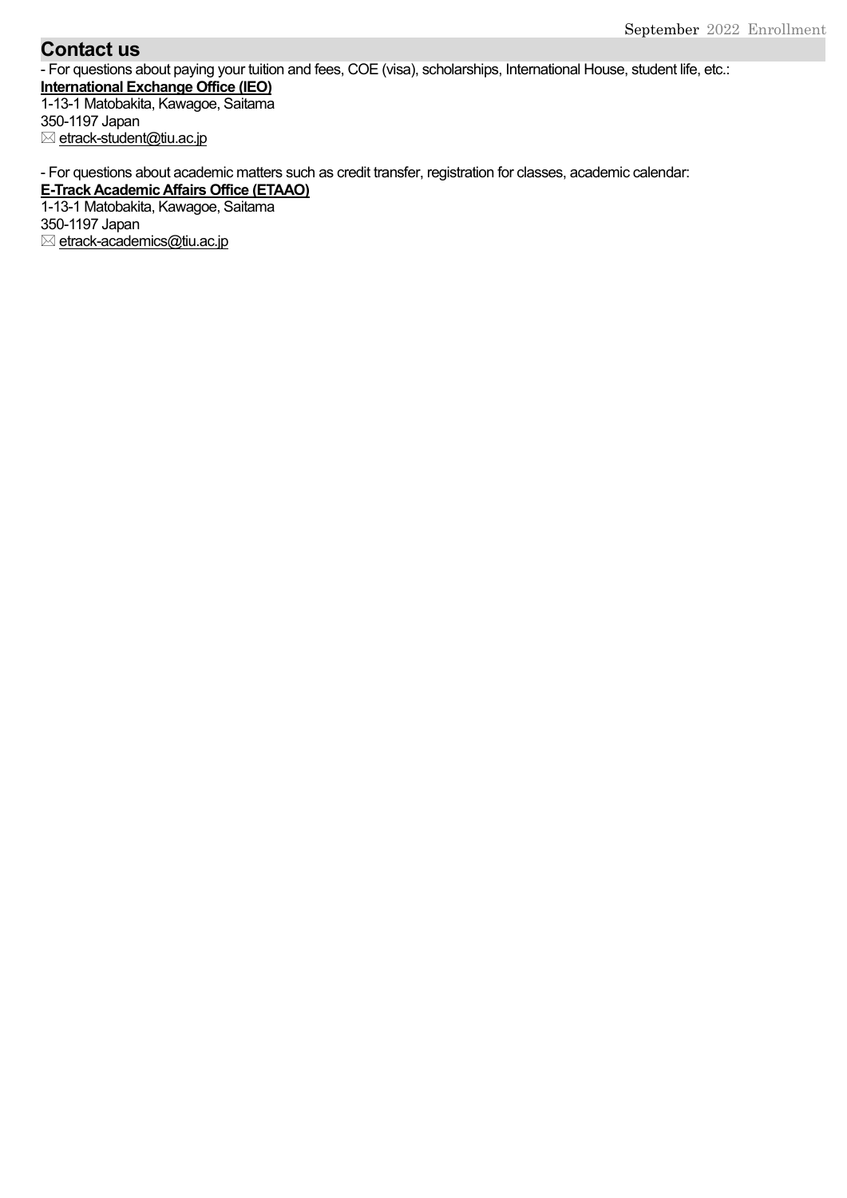## Contact us

- For questions about paying your tuition and fees, COE (visa), scholarships, International House, student life, etc.:

**International Exchange Office (IEO)**
1-13-1 Matobakita, Kawagoe, Saitama
350-1197 Japan
✉ etrack-student@tiu.ac.jp

- For questions about academic matters such as credit transfer, registration for classes, academic calendar:

**E-Track Academic Affairs Office (ETAAO)**
1-13-1 Matobakita, Kawagoe, Saitama
350-1197 Japan
✉ etrack-academics@tiu.ac.jp